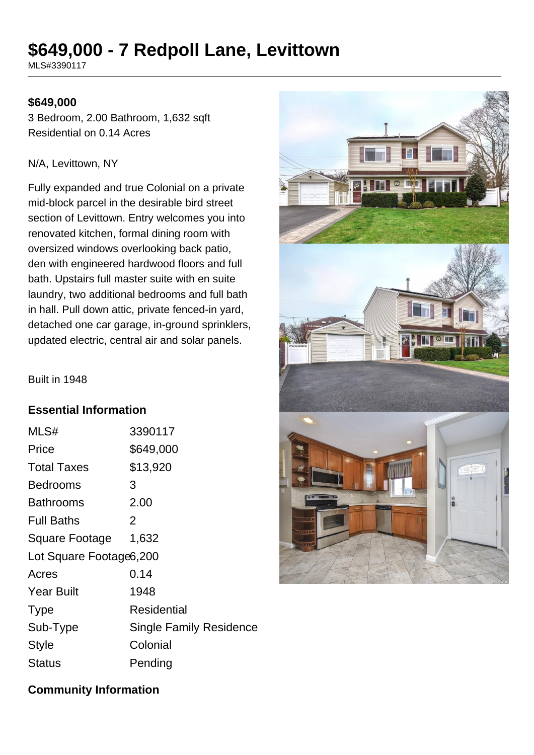# $649,000 - 7 Redpoll Lane, Levittown

MLS#3390117

**$649,000**

3 Bedroom, 2.00 Bathroom, 1,632 sqft
Residential on 0.14 Acres

N/A, Levittown, NY

Fully expanded and true Colonial on a private mid-block parcel in the desirable bird street section of Levittown. Entry welcomes you into renovated kitchen, formal dining room with oversized windows overlooking back patio, den with engineered hardwood floors and full bath. Upstairs full master suite with en suite laundry, two additional bedrooms and full bath in hall. Pull down attic, private fenced-in yard, detached one car garage, in-ground sprinklers, updated electric, central air and solar panels.

Built in 1948

## Essential Information

| | |
|---|---|
| MLS# | 3390117 |
| Price | $649,000 |
| Total Taxes | $13,920 |
| Bedrooms | 3 |
| Bathrooms | 2.00 |
| Full Baths | 2 |
| Square Footage | 1,632 |
| Lot Square Footage | 6,200 |
| Acres | 0.14 |
| Year Built | 1948 |
| Type | Residential |
| Sub-Type | Single Family Residence |
| Style | Colonial |
| Status | Pending |

## Community Information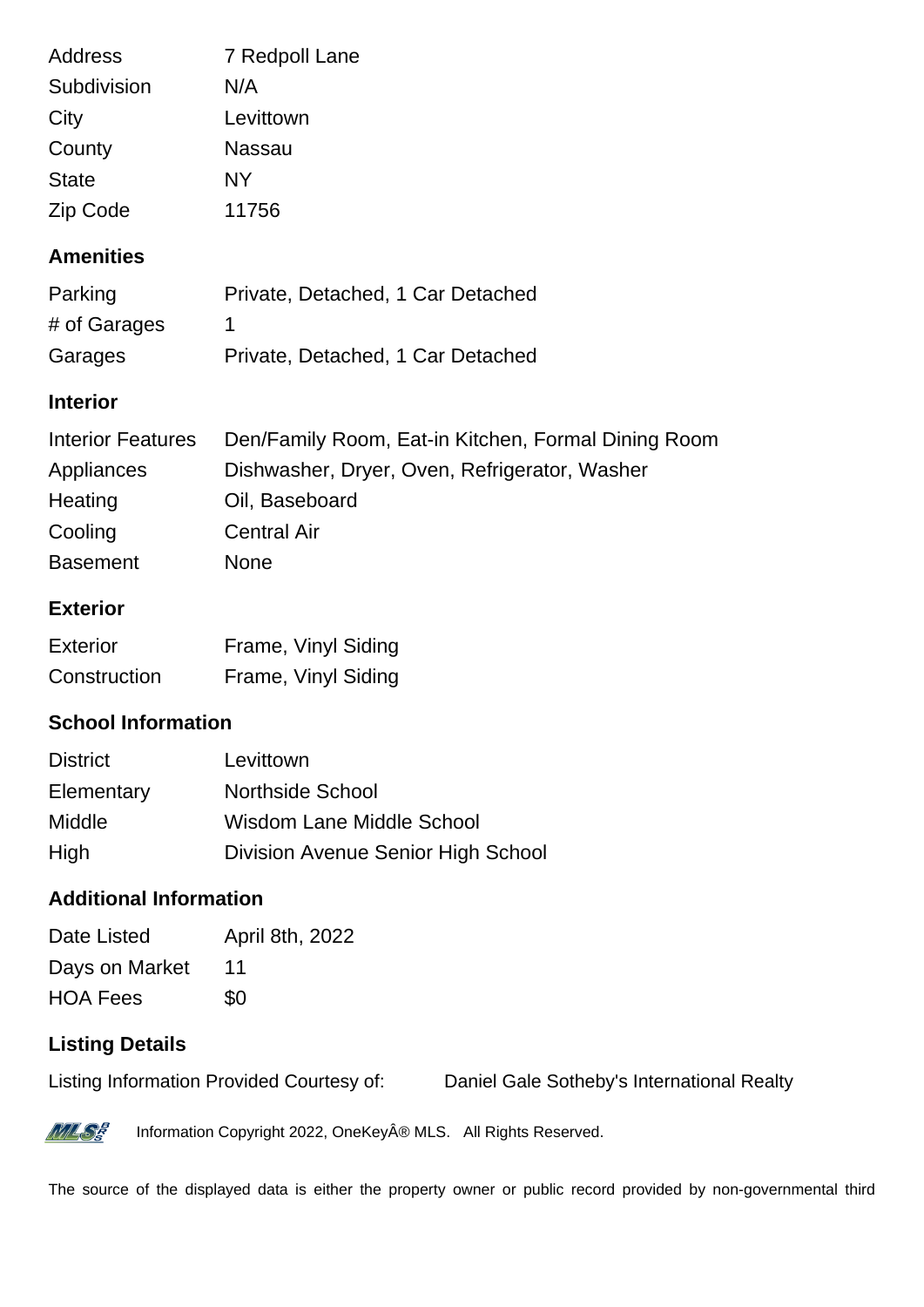| | |
|---|---|
| Address | 7 Redpoll Lane |
| Subdivision | N/A |
| City | Levittown |
| County | Nassau |
| State | NY |
| Zip Code | 11756 |

### Amenities

| | |
|---|---|
| Parking | Private, Detached, 1 Car Detached |
| # of Garages | 1 |
| Garages | Private, Detached, 1 Car Detached |

### Interior

| | |
|---|---|
| Interior Features | Den/Family Room, Eat-in Kitchen, Formal Dining Room |
| Appliances | Dishwasher, Dryer, Oven, Refrigerator, Washer |
| Heating | Oil, Baseboard |
| Cooling | Central Air |
| Basement | None |

### Exterior

| | |
|---|---|
| Exterior | Frame, Vinyl Siding |
| Construction | Frame, Vinyl Siding |

### School Information

| | |
|---|---|
| District | Levittown |
| Elementary | Northside School |
| Middle | Wisdom Lane Middle School |
| High | Division Avenue Senior High School |

### Additional Information

| | |
|---|---|
| Date Listed | April 8th, 2022 |
| Days on Market | 11 |
| HOA Fees | $0 |

### Listing Details

Listing Information Provided Courtesy of: Daniel Gale Sotheby's International Realty

Information Copyright 2022, OneKeyÂ® MLS. All Rights Reserved.

The source of the displayed data is either the property owner or public record provided by non-governmental third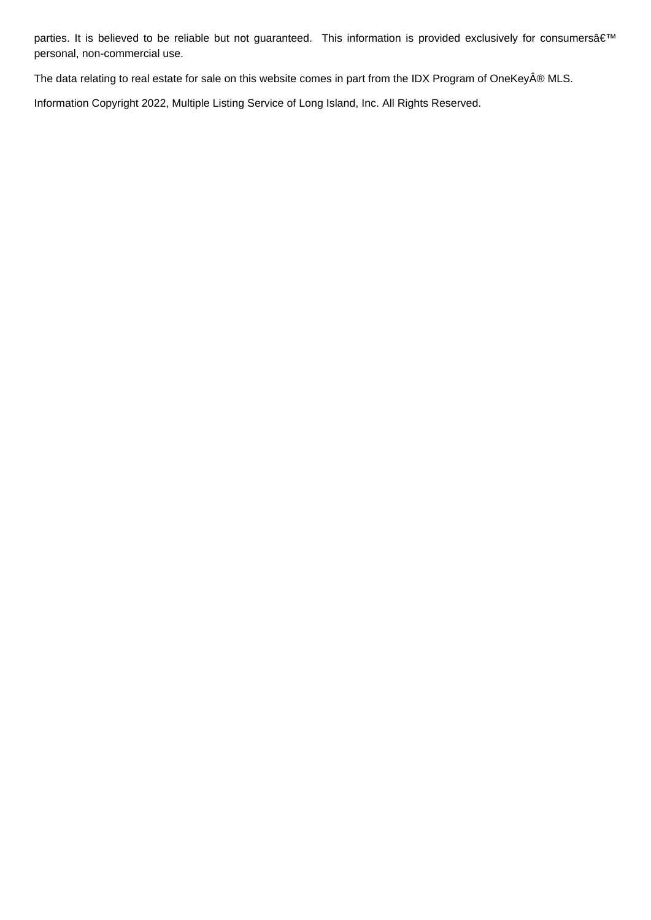parties. It is believed to be reliable but not guaranteed. This information is provided exclusively for consumersâ€™ personal, non-commercial use.

The data relating to real estate for sale on this website comes in part from the IDX Program of OneKeyÂ® MLS.

Information Copyright 2022, Multiple Listing Service of Long Island, Inc. All Rights Reserved.